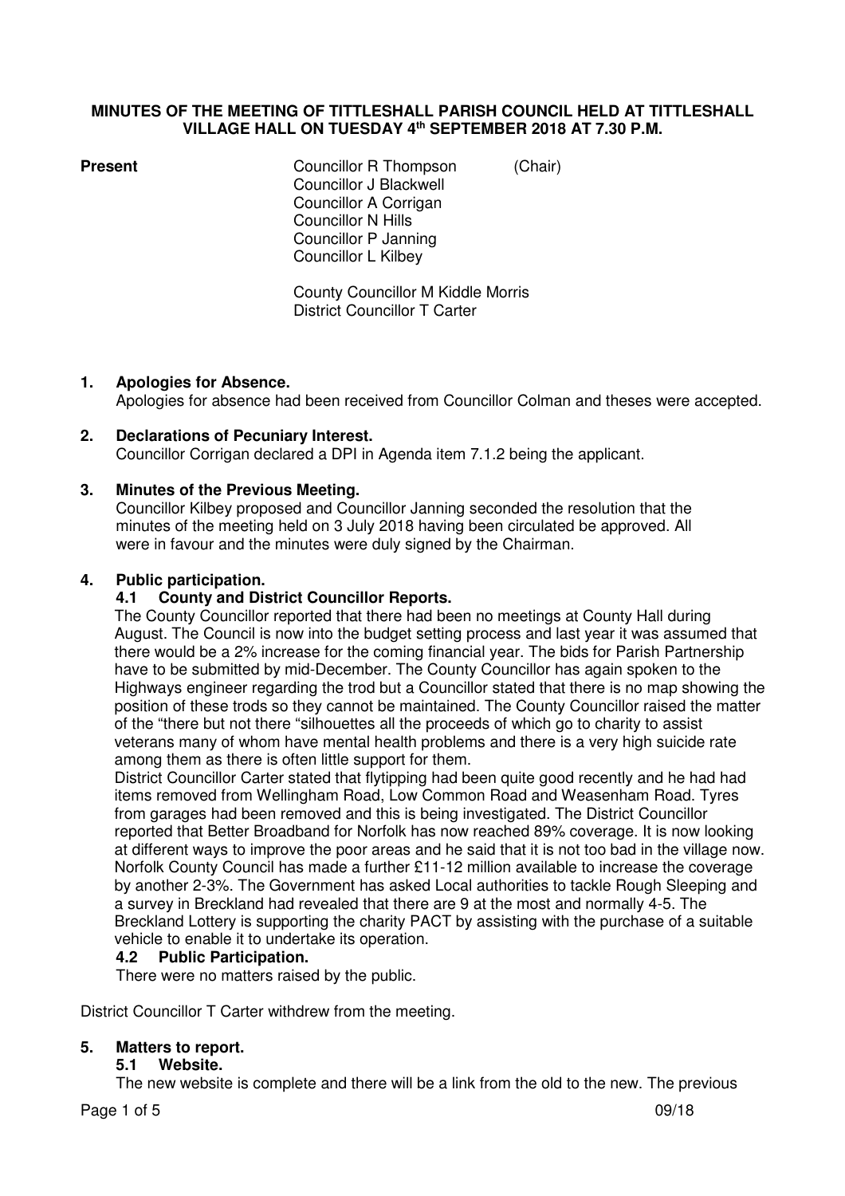# MINUTES OF THE MEETING OF TITTLESHALL PARISH COUNCIL HELD AT TITTLESHALL VILLAGE HALL ON TUESDAY 4th SEPTEMBER 2018 AT 7.30 P.M.

**Present**

Councillor R Thompson (Chair)
Councillor J Blackwell
Councillor A Corrigan
Councillor N Hills
Councillor P Janning
Councillor L Kilbey

County Councillor M Kiddle Morris
District Councillor T Carter

## 1. Apologies for Absence.

Apologies for absence had been received from Councillor Colman and theses were accepted.

## 2. Declarations of Pecuniary Interest.

Councillor Corrigan declared a DPI in Agenda item 7.1.2 being the applicant.

## 3. Minutes of the Previous Meeting.

Councillor Kilbey proposed and Councillor Janning seconded the resolution that the minutes of the meeting held on 3 July 2018 having been circulated be approved. All were in favour and the minutes were duly signed by the Chairman.

## 4. Public participation.

### 4.1 County and District Councillor Reports.

The County Councillor reported that there had been no meetings at County Hall during August. The Council is now into the budget setting process and last year it was assumed that there would be a 2% increase for the coming financial year. The bids for Parish Partnership have to be submitted by mid-December. The County Councillor has again spoken to the Highways engineer regarding the trod but a Councillor stated that there is no map showing the position of these trods so they cannot be maintained. The County Councillor raised the matter of the "there but not there "silhouettes all the proceeds of which go to charity to assist veterans many of whom have mental health problems and there is a very high suicide rate among them as there is often little support for them.

District Councillor Carter stated that flytipping had been quite good recently and he had had items removed from Wellingham Road, Low Common Road and Weasenham Road. Tyres from garages had been removed and this is being investigated. The District Councillor reported that Better Broadband for Norfolk has now reached 89% coverage. It is now looking at different ways to improve the poor areas and he said that it is not too bad in the village now. Norfolk County Council has made a further £11-12 million available to increase the coverage by another 2-3%. The Government has asked Local authorities to tackle Rough Sleeping and a survey in Breckland had revealed that there are 9 at the most and normally 4-5. The Breckland Lottery is supporting the charity PACT by assisting with the purchase of a suitable vehicle to enable it to undertake its operation.

### 4.2 Public Participation.

There were no matters raised by the public.

District Councillor T Carter withdrew from the meeting.

## 5. Matters to report.

### 5.1 Website.

The new website is complete and there will be a link from the old to the new. The previous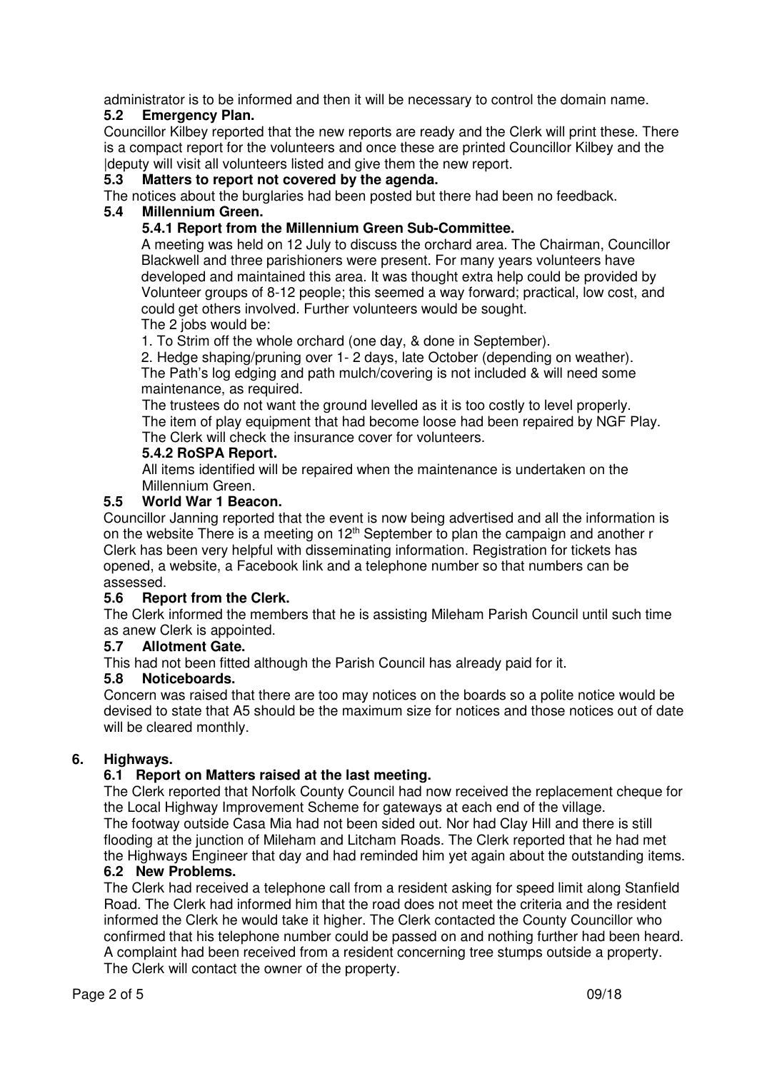administrator is to be informed and then it will be necessary to control the domain name.

### 5.2 Emergency Plan.

Councillor Kilbey reported that the new reports are ready and the Clerk will print these. There is a compact report for the volunteers and once these are printed Councillor Kilbey and the |deputy will visit all volunteers listed and give them the new report.

### 5.3 Matters to report not covered by the agenda.

The notices about the burglaries had been posted but there had been no feedback.

### 5.4 Millennium Green.

#### 5.4.1 Report from the Millennium Green Sub-Committee.

A meeting was held on 12 July to discuss the orchard area. The Chairman, Councillor Blackwell and three parishioners were present. For many years volunteers have developed and maintained this area. It was thought extra help could be provided by Volunteer groups of 8-12 people; this seemed a way forward; practical, low cost, and could get others involved. Further volunteers would be sought.

The 2 jobs would be:

1. To Strim off the whole orchard (one day, & done in September).
2. Hedge shaping/pruning over 1- 2 days, late October (depending on weather).

The Path's log edging and path mulch/covering is not included & will need some maintenance, as required.

The trustees do not want the ground levelled as it is too costly to level properly.

The item of play equipment that had become loose had been repaired by NGF Play.

The Clerk will check the insurance cover for volunteers.

#### 5.4.2 RoSPA Report.

All items identified will be repaired when the maintenance is undertaken on the Millennium Green.

### 5.5 World War 1 Beacon.

Councillor Janning reported that the event is now being advertised and all the information is on the website There is a meeting on 12th September to plan the campaign and another r Clerk has been very helpful with disseminating information. Registration for tickets has opened, a website, a Facebook link and a telephone number so that numbers can be assessed.

### 5.6 Report from the Clerk.

The Clerk informed the members that he is assisting Mileham Parish Council until such time as anew Clerk is appointed.

### 5.7 Allotment Gate.

This had not been fitted although the Parish Council has already paid for it.

### 5.8 Noticeboards.

Concern was raised that there are too may notices on the boards so a polite notice would be devised to state that A5 should be the maximum size for notices and those notices out of date will be cleared monthly.

## 6. Highways.

### 6.1 Report on Matters raised at the last meeting.

The Clerk reported that Norfolk County Council had now received the replacement cheque for the Local Highway Improvement Scheme for gateways at each end of the village.

The footway outside Casa Mia had not been sided out. Nor had Clay Hill and there is still flooding at the junction of Mileham and Litcham Roads. The Clerk reported that he had met the Highways Engineer that day and had reminded him yet again about the outstanding items.

### 6.2 New Problems.

The Clerk had received a telephone call from a resident asking for speed limit along Stanfield Road. The Clerk had informed him that the road does not meet the criteria and the resident informed the Clerk he would take it higher. The Clerk contacted the County Councillor who confirmed that his telephone number could be passed on and nothing further had been heard.

A complaint had been received from a resident concerning tree stumps outside a property. The Clerk will contact the owner of the property.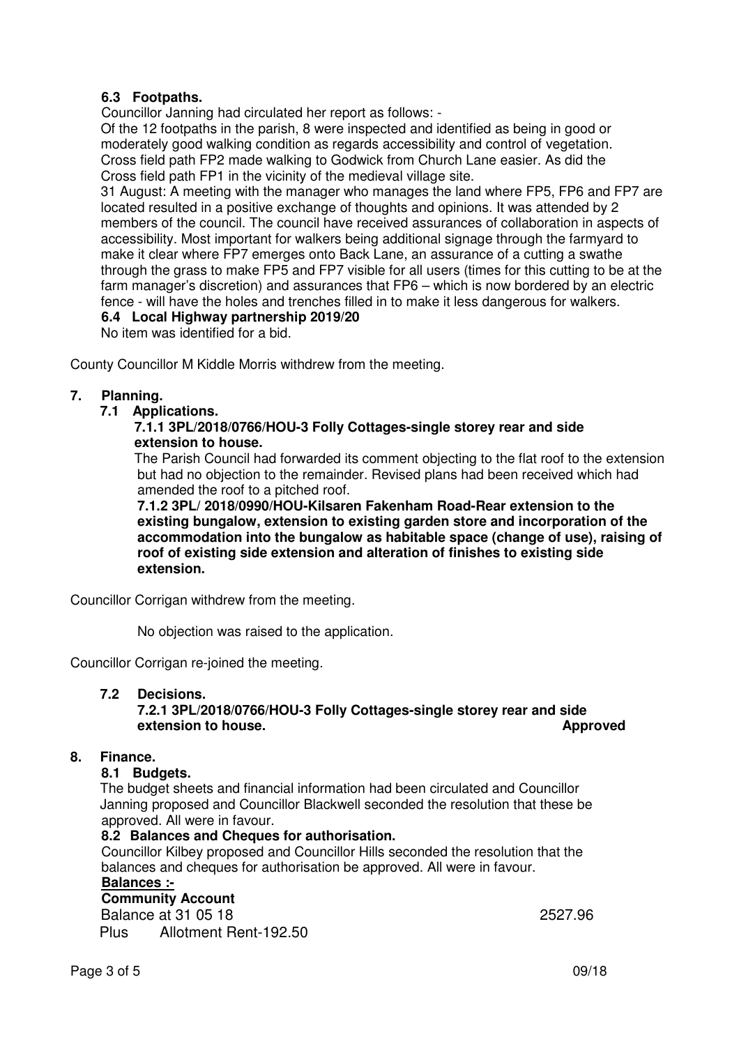### 6.3 Footpaths.

Councillor Janning had circulated her report as follows: -

Of the 12 footpaths in the parish, 8 were inspected and identified as being in good or moderately good walking condition as regards accessibility and control of vegetation. Cross field path FP2 made walking to Godwick from Church Lane easier. As did the Cross field path FP1 in the vicinity of the medieval village site.

31 August: A meeting with the manager who manages the land where FP5, FP6 and FP7 are located resulted in a positive exchange of thoughts and opinions. It was attended by 2 members of the council. The council have received assurances of collaboration in aspects of accessibility. Most important for walkers being additional signage through the farmyard to make it clear where FP7 emerges onto Back Lane, an assurance of a cutting a swathe through the grass to make FP5 and FP7 visible for all users (times for this cutting to be at the farm manager's discretion) and assurances that FP6 – which is now bordered by an electric fence - will have the holes and trenches filled in to make it less dangerous for walkers.

### 6.4 Local Highway partnership 2019/20

No item was identified for a bid.

County Councillor M Kiddle Morris withdrew from the meeting.

## 7. Planning.

### 7.1 Applications.

**7.1.1 3PL/2018/0766/HOU-3 Folly Cottages-single storey rear and side extension to house.**

The Parish Council had forwarded its comment objecting to the flat roof to the extension but had no objection to the remainder. Revised plans had been received which had amended the roof to a pitched roof.

**7.1.2 3PL/ 2018/0990/HOU-Kilsaren Fakenham Road-Rear extension to the existing bungalow, extension to existing garden store and incorporation of the accommodation into the bungalow as habitable space (change of use), raising of roof of existing side extension and alteration of finishes to existing side extension.**

Councillor Corrigan withdrew from the meeting.

No objection was raised to the application.

Councillor Corrigan re-joined the meeting.

### 7.2 Decisions.

**7.2.1 3PL/2018/0766/HOU-3 Folly Cottages-single storey rear and side extension to house. Approved**

## 8. Finance.

### 8.1 Budgets.

The budget sheets and financial information had been circulated and Councillor Janning proposed and Councillor Blackwell seconded the resolution that these be approved. All were in favour.

### 8.2 Balances and Cheques for authorisation.

Councillor Kilbey proposed and Councillor Hills seconded the resolution that the balances and cheques for authorisation be approved. All were in favour.

**Balances :-**

**Community Account**

Balance at 31 05 18 2527.96

Plus Allotment Rent-192.50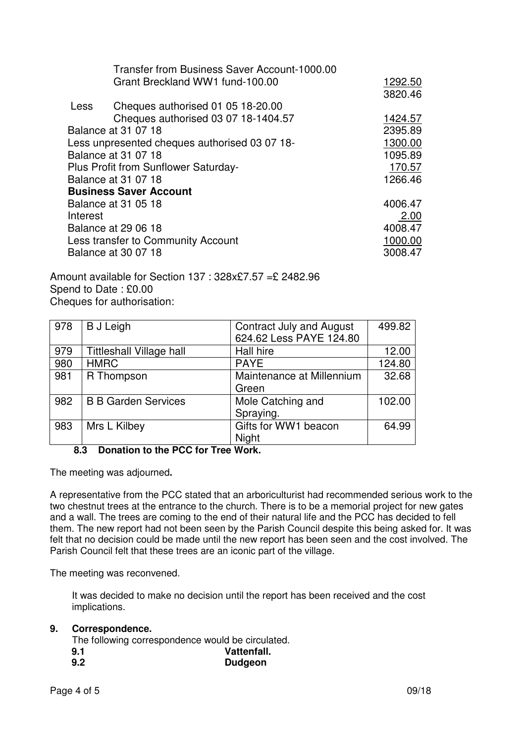| | | |
|---|---|---|
| | Transfer from Business Saver Account-1000.00 | |
| | Grant Breckland WW1 fund-100.00 | 1292.50 |
| | | 3820.46 |
| Less | Cheques authorised 01 05 18-20.00 | |
| | Cheques authorised 03 07 18-1404.57 | 1424.57 |
| Balance at 31 07 18 | | 2395.89 |
| Less unpresented cheques authorised 03 07 18- | | 1300.00 |
| Balance at 31 07 18 | | 1095.89 |
| Plus Profit from Sunflower Saturday- | | 170.57 |
| Balance at 31 07 18 | | 1266.46 |
| **Business Saver Account** | | |
| Balance at 31 05 18 | | 4006.47 |
| Interest | | 2.00 |
| Balance at 29 06 18 | | 4008.47 |
| Less transfer to Community Account | | 1000.00 |
| Balance at 30 07 18 | | 3008.47 |

Amount available for Section 137 : 328x£7.57 =£ 2482.96
Spend to Date : £0.00
Cheques for authorisation:

| | | | |
|---|---|---|---|
| 978 | B J Leigh | Contract July and August 624.62 Less PAYE 124.80 | 499.82 |
| 979 | Tittleshall Village hall | Hall hire | 12.00 |
| 980 | HMRC | PAYE | 124.80 |
| 981 | R Thompson | Maintenance at Millennium Green | 32.68 |
| 982 | B B Garden Services | Mole Catching and Spraying. | 102.00 |
| 983 | Mrs L Kilbey | Gifts for WW1 beacon Night | 64.99 |

**8.3 Donation to the PCC for Tree Work.**

The meeting was adjourned**.**

A representative from the PCC stated that an arboriculturist had recommended serious work to the two chestnut trees at the entrance to the church. There is to be a memorial project for new gates and a wall. The trees are coming to the end of their natural life and the PCC has decided to fell them. The new report had not been seen by the Parish Council despite this being asked for. It was felt that no decision could be made until the new report has been seen and the cost involved. The Parish Council felt that these trees are an iconic part of the village.

The meeting was reconvened.

It was decided to make no decision until the report has been received and the cost implications.

**9. Correspondence.**

The following correspondence would be circulated.

**9.1 Vattenfall.**

**9.2 Dudgeon**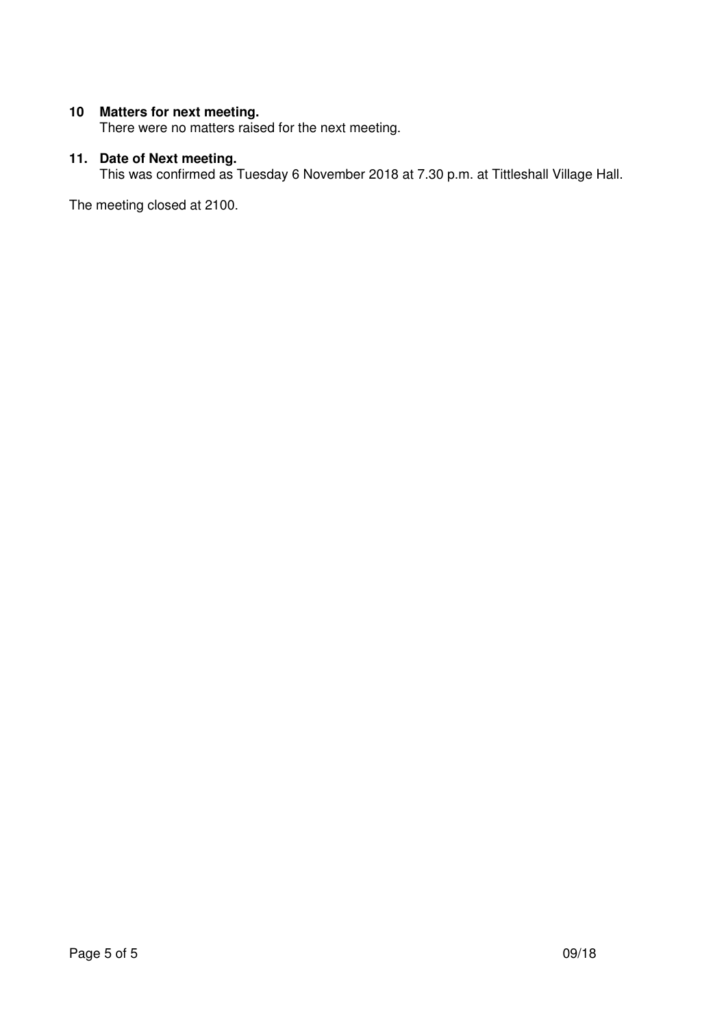**10 Matters for next meeting.**

There were no matters raised for the next meeting.

**11. Date of Next meeting.**

This was confirmed as Tuesday 6 November 2018 at 7.30 p.m. at Tittleshall Village Hall.

The meeting closed at 2100.